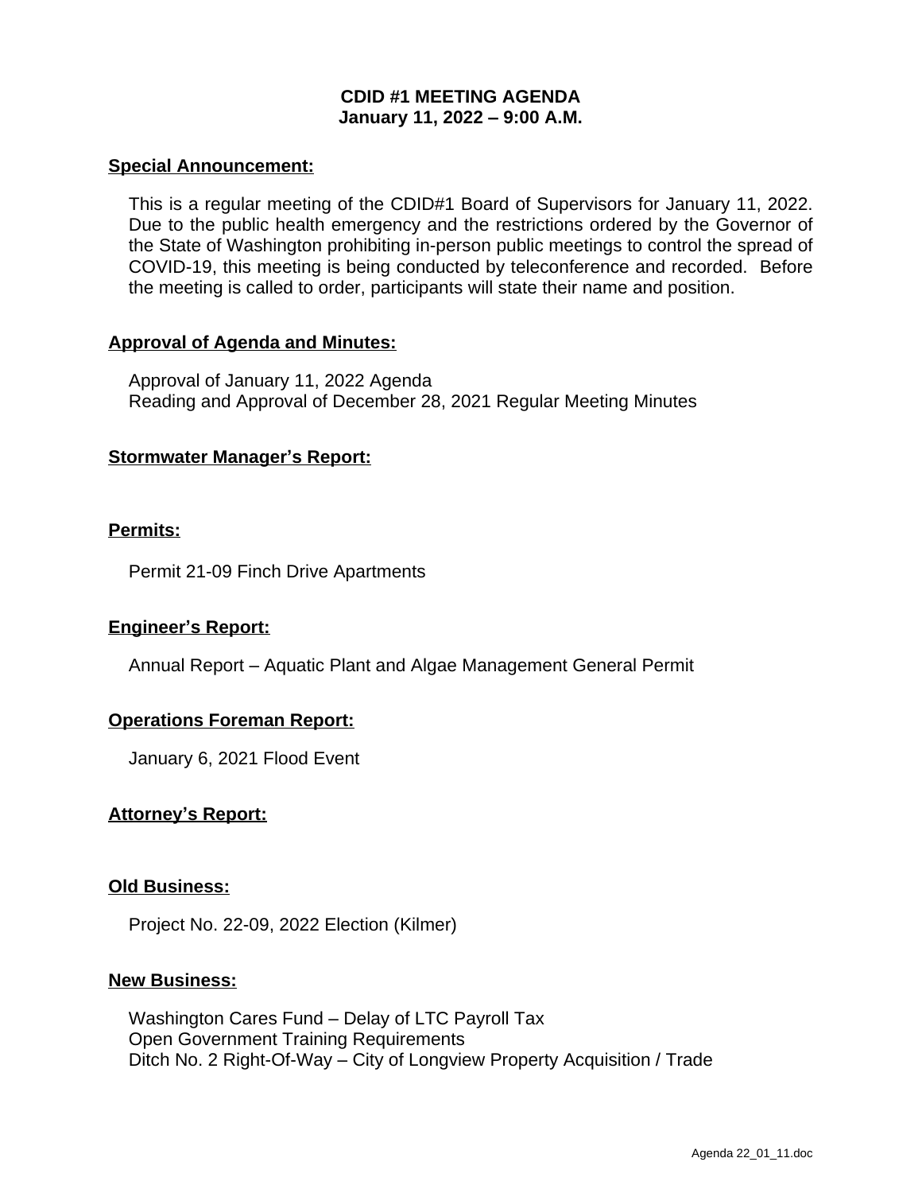# CDID #1 MEETING AGENDA
## January 11, 2022 – 9:00 A.M.

**Special Announcement:**

This is a regular meeting of the CDID#1 Board of Supervisors for January 11, 2022. Due to the public health emergency and the restrictions ordered by the Governor of the State of Washington prohibiting in-person public meetings to control the spread of COVID-19, this meeting is being conducted by teleconference and recorded. Before the meeting is called to order, participants will state their name and position.

**Approval of Agenda and Minutes:**

Approval of January 11, 2022 Agenda
Reading and Approval of December 28, 2021 Regular Meeting Minutes

**Stormwater Manager's Report:**

**Permits:**

Permit 21-09 Finch Drive Apartments

**Engineer's Report:**

Annual Report – Aquatic Plant and Algae Management General Permit

**Operations Foreman Report:**

January 6, 2021 Flood Event

**Attorney's Report:**

**Old Business:**

Project No. 22-09, 2022 Election (Kilmer)

**New Business:**

Washington Cares Fund – Delay of LTC Payroll Tax
Open Government Training Requirements
Ditch No. 2 Right-Of-Way – City of Longview Property Acquisition / Trade

Agenda 22_01_11.doc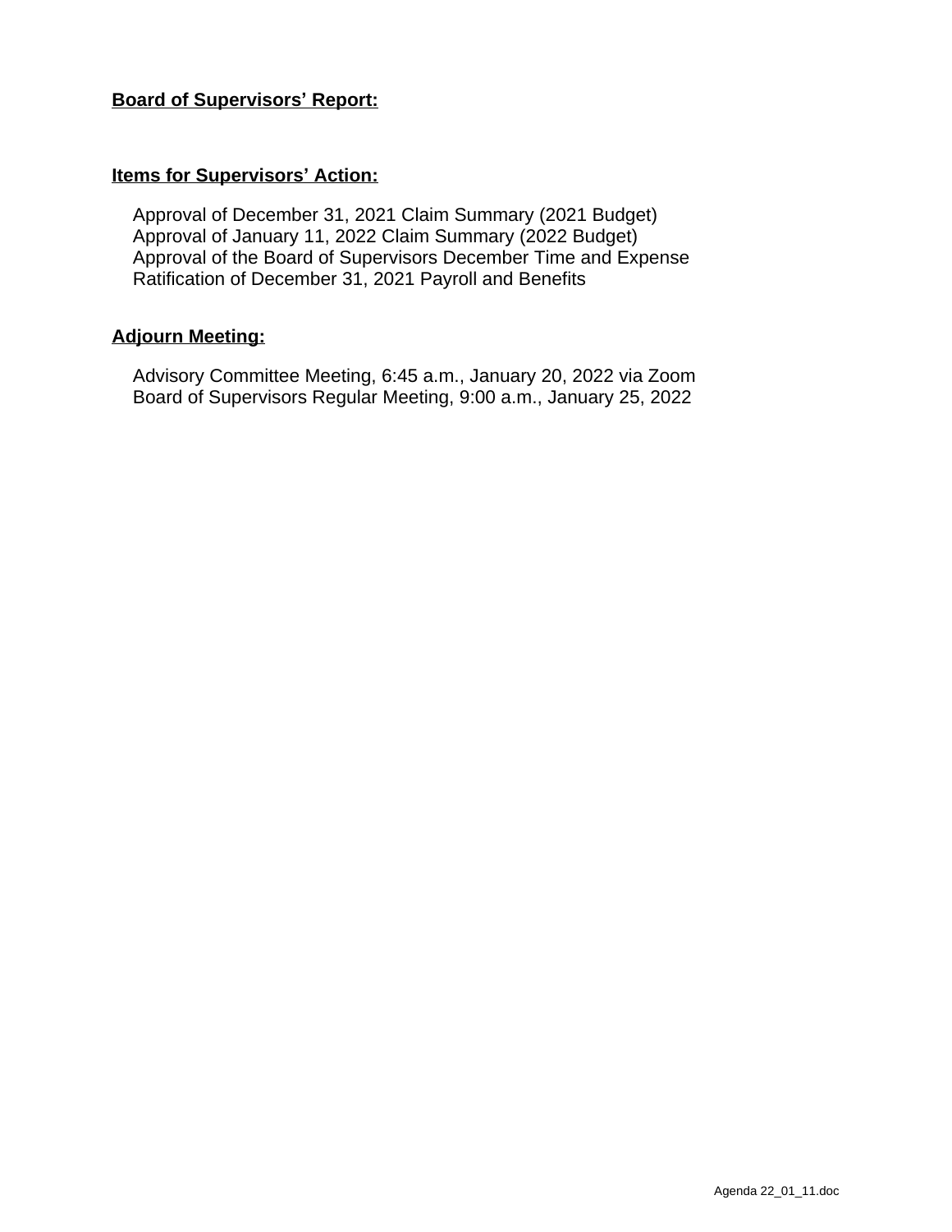**Board of Supervisors' Report:**

**Items for Supervisors' Action:**

Approval of December 31, 2021 Claim Summary (2021 Budget)
Approval of January 11, 2022 Claim Summary (2022 Budget)
Approval of the Board of Supervisors December Time and Expense
Ratification of December 31, 2021 Payroll and Benefits

**Adjourn Meeting:**

Advisory Committee Meeting, 6:45 a.m., January 20, 2022 via Zoom
Board of Supervisors Regular Meeting, 9:00 a.m., January 25, 2022